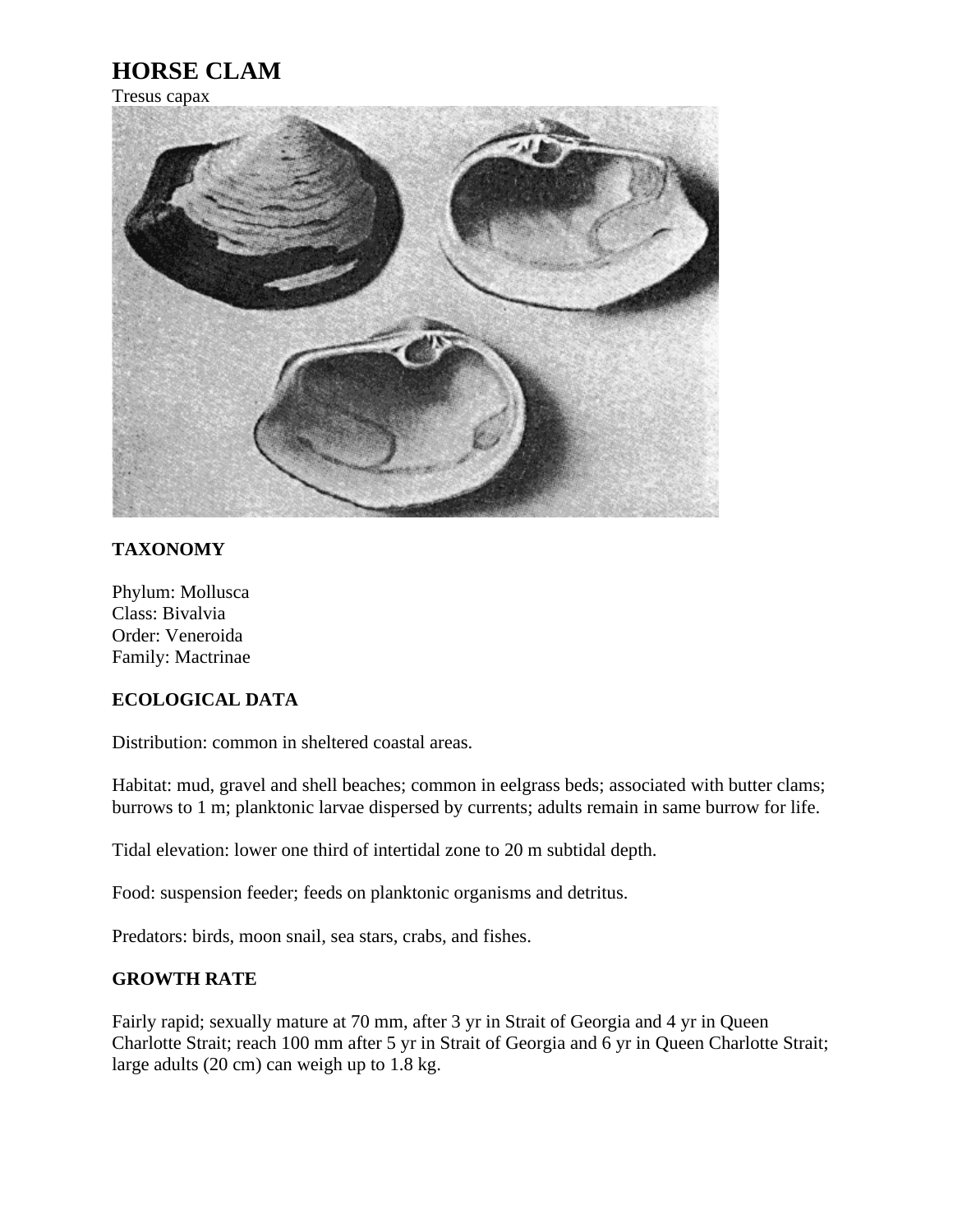# HORSE CLAM

Tresus capax

### TAXONOMY

Phylum: Mollusca
Class: Bivalvia
Order: Veneroida
Family: Mactrinae

### ECOLOGICAL DATA

Distribution: common in sheltered coastal areas.

Habitat: mud, gravel and shell beaches; common in eelgrass beds; associated with butter clams; burrows to 1 m; planktonic larvae dispersed by currents; adults remain in same burrow for life.

Tidal elevation: lower one third of intertidal zone to 20 m subtidal depth.

Food: suspension feeder; feeds on planktonic organisms and detritus.

Predators: birds, moon snail, sea stars, crabs, and fishes.

### GROWTH RATE

Fairly rapid; sexually mature at 70 mm, after 3 yr in Strait of Georgia and 4 yr in Queen Charlotte Strait; reach 100 mm after 5 yr in Strait of Georgia and 6 yr in Queen Charlotte Strait; large adults (20 cm) can weigh up to 1.8 kg.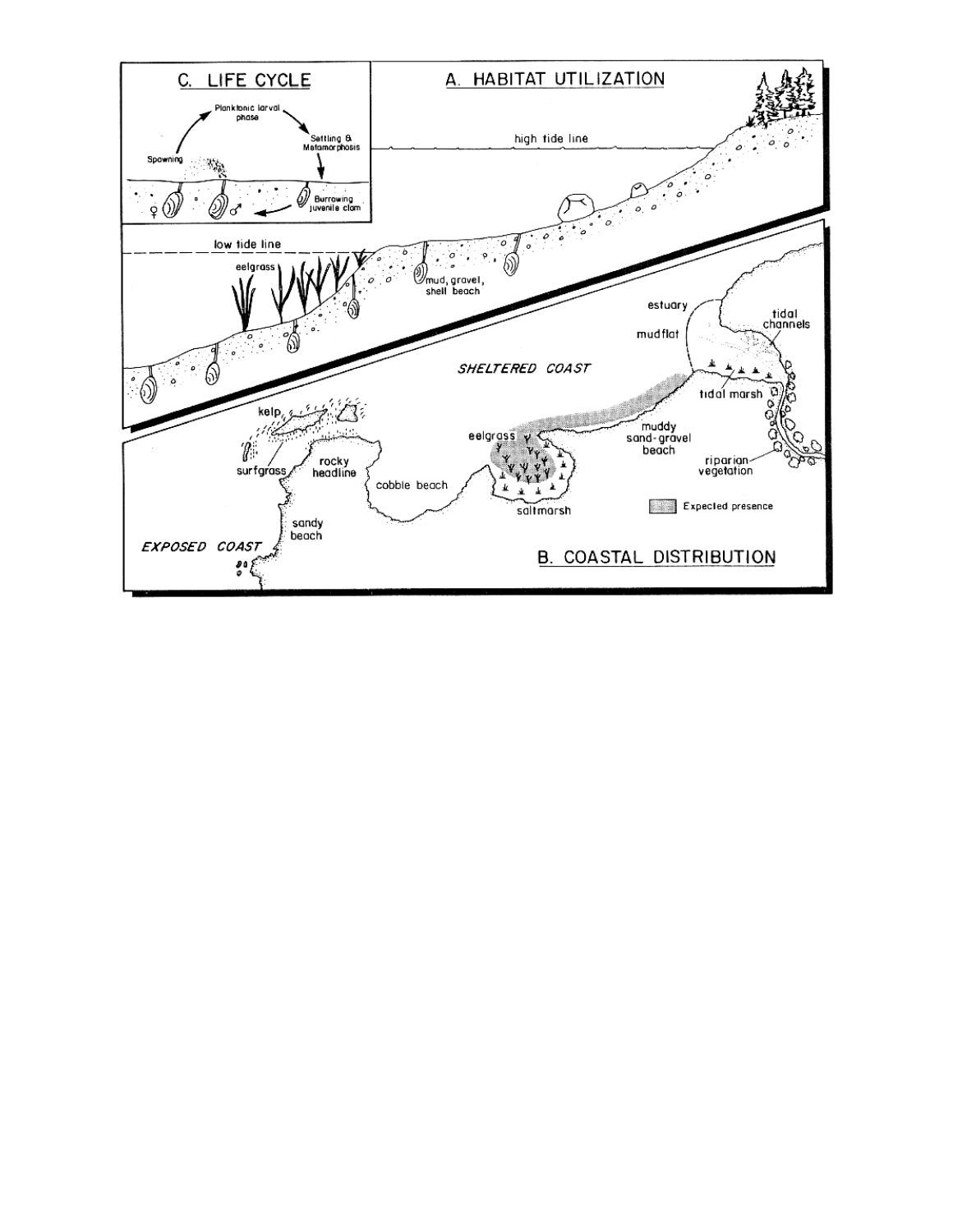C. LIFE CYCLE

Planktonic larval phase

Spawning

Settling & Metamorphosis

Burrowing juvenile clam

♀ ♂

A. HABITAT UTILIZATION

high tide line

low tide line

eelgrass

mud, gravel, shell beach

SHELTERED COAST

estuary

mudflat

tidal channels

tidal marsh

muddy sand-gravel beach

riparian vegetation

eelgrass

saltmarsh

kelp

surfgrass

rocky headline

cobble beach

sandy beach

EXPOSED COAST

Expected presence

B. COASTAL DISTRIBUTION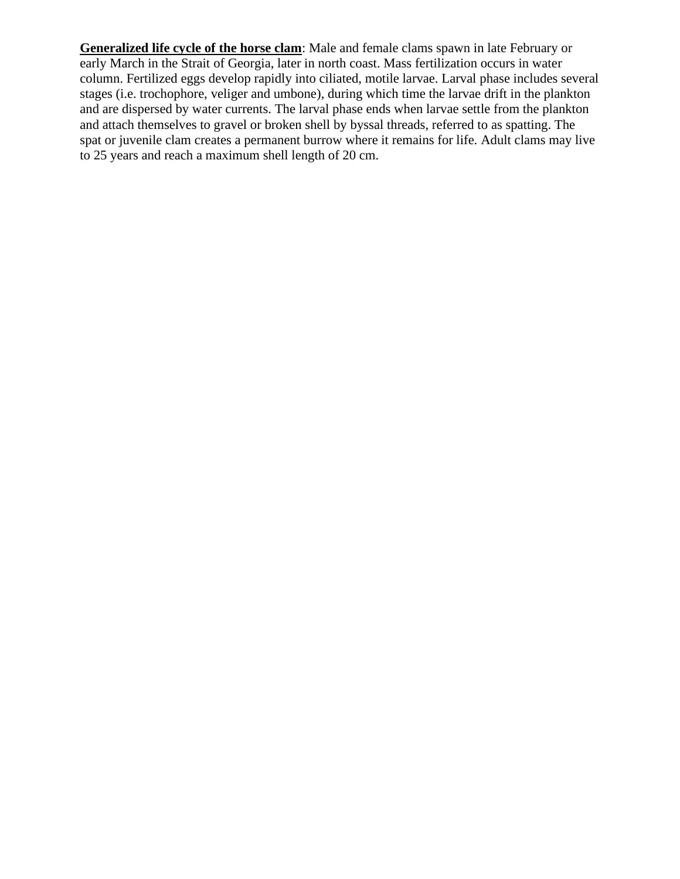**<u>Generalized life cycle of the horse clam</u>**: Male and female clams spawn in late February or early March in the Strait of Georgia, later in north coast. Mass fertilization occurs in water column. Fertilized eggs develop rapidly into ciliated, motile larvae. Larval phase includes several stages (i.e. trochophore, veliger and umbone), during which time the larvae drift in the plankton and are dispersed by water currents. The larval phase ends when larvae settle from the plankton and attach themselves to gravel or broken shell by byssal threads, referred to as spatting. The spat or juvenile clam creates a permanent burrow where it remains for life. Adult clams may live to 25 years and reach a maximum shell length of 20 cm.